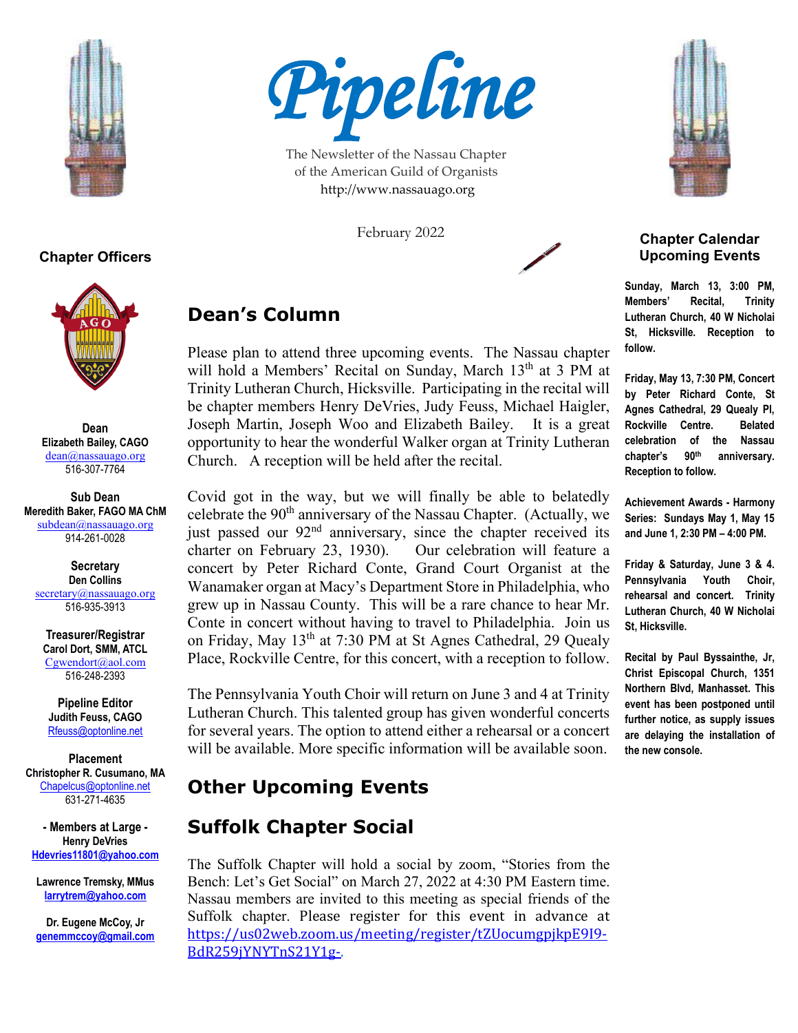# Pipeline

The Newsletter of the Nassau Chapter
of the American Guild of Organists
http://www.nassauago.org

February 2022

## Dean's Column

Please plan to attend three upcoming events. The Nassau chapter will hold a Members' Recital on Sunday, March 13th at 3 PM at Trinity Lutheran Church, Hicksville. Participating in the recital will be chapter members Henry DeVries, Judy Feuss, Michael Haigler, Joseph Martin, Joseph Woo and Elizabeth Bailey. It is a great opportunity to hear the wonderful Walker organ at Trinity Lutheran Church. A reception will be held after the recital.

Covid got in the way, but we will finally be able to belatedly celebrate the 90th anniversary of the Nassau Chapter. (Actually, we just passed our 92nd anniversary, since the chapter received its charter on February 23, 1930). Our celebration will feature a concert by Peter Richard Conte, Grand Court Organist at the Wanamaker organ at Macy's Department Store in Philadelphia, who grew up in Nassau County. This will be a rare chance to hear Mr. Conte in concert without having to travel to Philadelphia. Join us on Friday, May 13th at 7:30 PM at St Agnes Cathedral, 29 Quealy Place, Rockville Centre, for this concert, with a reception to follow.

The Pennsylvania Youth Choir will return on June 3 and 4 at Trinity Lutheran Church. This talented group has given wonderful concerts for several years. The option to attend either a rehearsal or a concert will be available. More specific information will be available soon.

## Other Upcoming Events

## Suffolk Chapter Social

The Suffolk Chapter will hold a social by zoom, "Stories from the Bench: Let's Get Social" on March 27, 2022 at 4:30 PM Eastern time. Nassau members are invited to this meeting as special friends of the Suffolk chapter. Please register for this event in advance at https://us02web.zoom.us/meeting/register/tZUocumgpjkpE9I9-BdR259jYNYTnS21Y1g-.

### Chapter Officers

**Dean**
**Elizabeth Bailey, CAGO**
dean@nassauago.org
516-307-7764

**Sub Dean**
**Meredith Baker, FAGO MA ChM**
subdean@nassauago.org
914-261-0028

**Secretary**
**Den Collins**
secretary@nassauago.org
516-935-3913

**Treasurer/Registrar**
**Carol Dort, SMM, ATCL**
Cgwendort@aol.com
516-248-2393

**Pipeline Editor**
**Judith Feuss, CAGO**
Rfeuss@optonline.net

**Placement**
**Christopher R. Cusumano, MA**
Chapelcus@optonline.net
631-271-4635

**- Members at Large -**
**Henry DeVries**
**Hdevries11801@yahoo.com**

**Lawrence Tremsky, MMus**
**larrytrem@yahoo.com**

**Dr. Eugene McCoy, Jr**
**genemmccoy@gmail.com**

### Chapter Calendar Upcoming Events

**Sunday, March 13, 3:00 PM, Members' Recital, Trinity Lutheran Church, 40 W Nicholai St, Hicksville. Reception to follow.**

**Friday, May 13, 7:30 PM, Concert by Peter Richard Conte, St Agnes Cathedral, 29 Quealy Pl, Rockville Centre. Belated celebration of the Nassau chapter's 90th anniversary. Reception to follow.**

**Achievement Awards - Harmony Series: Sundays May 1, May 15 and June 1, 2:30 PM – 4:00 PM.**

**Friday & Saturday, June 3 & 4. Pennsylvania Youth Choir, rehearsal and concert. Trinity Lutheran Church, 40 W Nicholai St, Hicksville.**

**Recital by Paul Byssainthe, Jr, Christ Episcopal Church, 1351 Northern Blvd, Manhasset. This event has been postponed until further notice, as supply issues are delaying the installation of the new console.**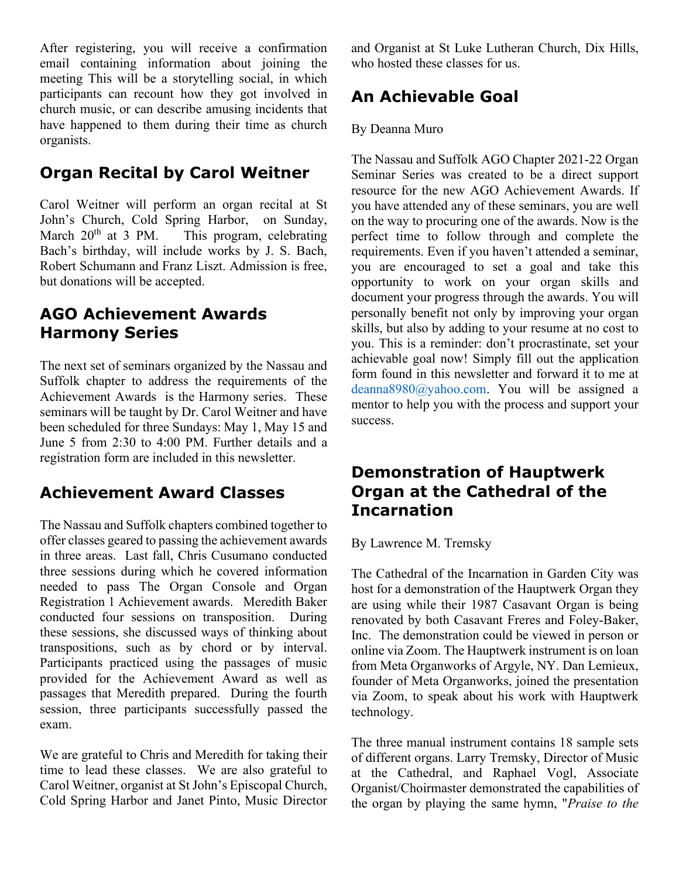After registering, you will receive a confirmation email containing information about joining the meeting This will be a storytelling social, in which participants can recount how they got involved in church music, or can describe amusing incidents that have happened to them during their time as church organists.

## Organ Recital by Carol Weitner

Carol Weitner will perform an organ recital at St John's Church, Cold Spring Harbor, on Sunday, March 20th at 3 PM. This program, celebrating Bach's birthday, will include works by J. S. Bach, Robert Schumann and Franz Liszt. Admission is free, but donations will be accepted.

## AGO Achievement Awards Harmony Series

The next set of seminars organized by the Nassau and Suffolk chapter to address the requirements of the Achievement Awards is the Harmony series. These seminars will be taught by Dr. Carol Weitner and have been scheduled for three Sundays: May 1, May 15 and June 5 from 2:30 to 4:00 PM. Further details and a registration form are included in this newsletter.

## Achievement Award Classes

The Nassau and Suffolk chapters combined together to offer classes geared to passing the achievement awards in three areas. Last fall, Chris Cusumano conducted three sessions during which he covered information needed to pass The Organ Console and Organ Registration 1 Achievement awards. Meredith Baker conducted four sessions on transposition. During these sessions, she discussed ways of thinking about transpositions, such as by chord or by interval. Participants practiced using the passages of music provided for the Achievement Award as well as passages that Meredith prepared. During the fourth session, three participants successfully passed the exam.

We are grateful to Chris and Meredith for taking their time to lead these classes. We are also grateful to Carol Weitner, organist at St John's Episcopal Church, Cold Spring Harbor and Janet Pinto, Music Director and Organist at St Luke Lutheran Church, Dix Hills, who hosted these classes for us.

## An Achievable Goal

By Deanna Muro

The Nassau and Suffolk AGO Chapter 2021-22 Organ Seminar Series was created to be a direct support resource for the new AGO Achievement Awards. If you have attended any of these seminars, you are well on the way to procuring one of the awards. Now is the perfect time to follow through and complete the requirements. Even if you haven't attended a seminar, you are encouraged to set a goal and take this opportunity to work on your organ skills and document your progress through the awards. You will personally benefit not only by improving your organ skills, but also by adding to your resume at no cost to you. This is a reminder: don't procrastinate, set your achievable goal now! Simply fill out the application form found in this newsletter and forward it to me at deanna8980@yahoo.com. You will be assigned a mentor to help you with the process and support your success.

## Demonstration of Hauptwerk Organ at the Cathedral of the Incarnation

By Lawrence M. Tremsky

The Cathedral of the Incarnation in Garden City was host for a demonstration of the Hauptwerk Organ they are using while their 1987 Casavant Organ is being renovated by both Casavant Freres and Foley-Baker, Inc. The demonstration could be viewed in person or online via Zoom. The Hauptwerk instrument is on loan from Meta Organworks of Argyle, NY. Dan Lemieux, founder of Meta Organworks, joined the presentation via Zoom, to speak about his work with Hauptwerk technology.

The three manual instrument contains 18 sample sets of different organs. Larry Tremsky, Director of Music at the Cathedral, and Raphael Vogl, Associate Organist/Choirmaster demonstrated the capabilities of the organ by playing the same hymn, "*Praise to the*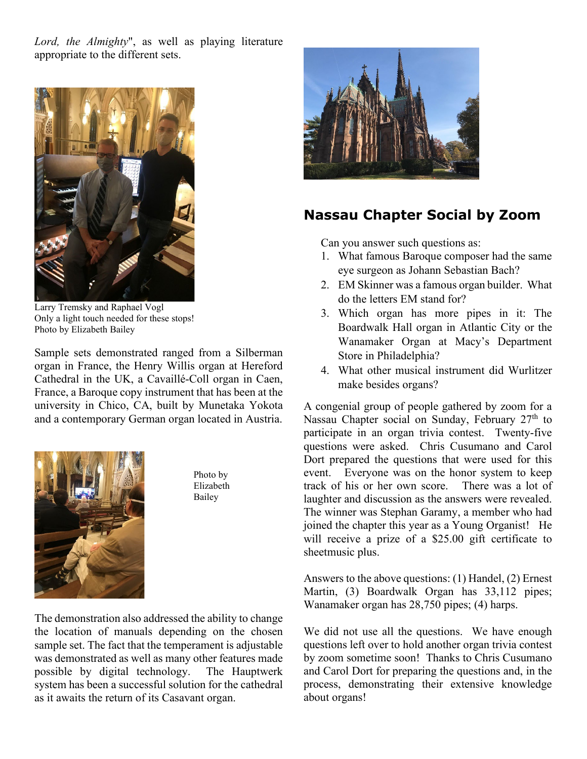*Lord, the Almighty*", as well as playing literature appropriate to the different sets.

Larry Tremsky and Raphael Vogl
Only a light touch needed for these stops!
Photo by Elizabeth Bailey

Sample sets demonstrated ranged from a Silberman organ in France, the Henry Willis organ at Hereford Cathedral in the UK, a Cavaillé-Coll organ in Caen, France, a Baroque copy instrument that has been at the university in Chico, CA, built by Munetaka Yokota and a contemporary German organ located in Austria.

Photo by Elizabeth Bailey

The demonstration also addressed the ability to change the location of manuals depending on the chosen sample set. The fact that the temperament is adjustable was demonstrated as well as many other features made possible by digital technology. The Hauptwerk system has been a successful solution for the cathedral as it awaits the return of its Casavant organ.

## Nassau Chapter Social by Zoom

Can you answer such questions as:

1. What famous Baroque composer had the same eye surgeon as Johann Sebastian Bach?
2. EM Skinner was a famous organ builder. What do the letters EM stand for?
3. Which organ has more pipes in it: The Boardwalk Hall organ in Atlantic City or the Wanamaker Organ at Macy's Department Store in Philadelphia?
4. What other musical instrument did Wurlitzer make besides organs?

A congenial group of people gathered by zoom for a Nassau Chapter social on Sunday, February 27th to participate in an organ trivia contest. Twenty-five questions were asked. Chris Cusumano and Carol Dort prepared the questions that were used for this event. Everyone was on the honor system to keep track of his or her own score. There was a lot of laughter and discussion as the answers were revealed. The winner was Stephan Garamy, a member who had joined the chapter this year as a Young Organist! He will receive a prize of a $25.00 gift certificate to sheetmusic plus.

Answers to the above questions: (1) Handel, (2) Ernest Martin, (3) Boardwalk Organ has 33,112 pipes; Wanamaker organ has 28,750 pipes; (4) harps.

We did not use all the questions. We have enough questions left over to hold another organ trivia contest by zoom sometime soon! Thanks to Chris Cusumano and Carol Dort for preparing the questions and, in the process, demonstrating their extensive knowledge about organs!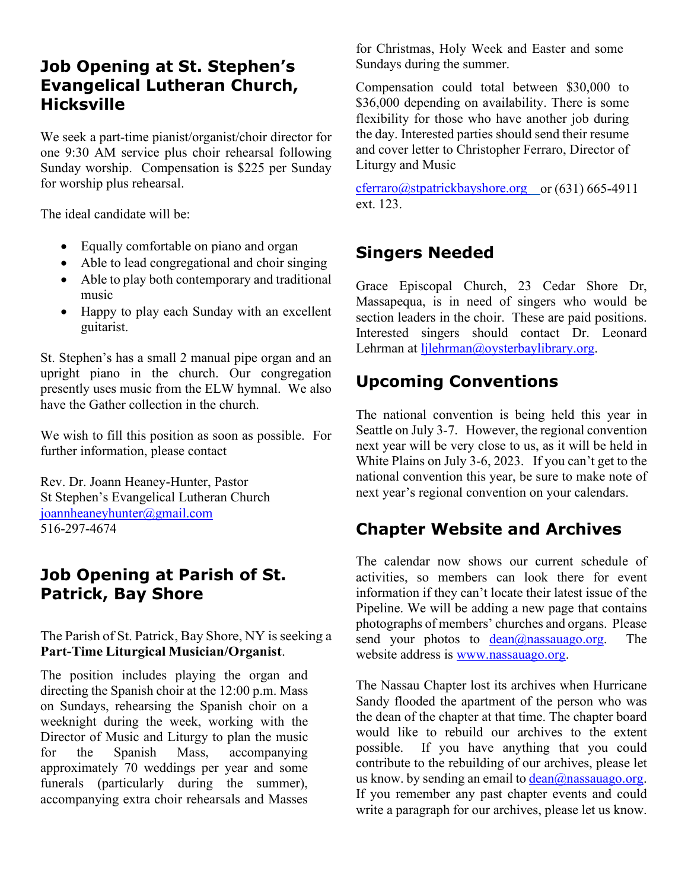## Job Opening at St. Stephen's Evangelical Lutheran Church, Hicksville

We seek a part-time pianist/organist/choir director for one 9:30 AM service plus choir rehearsal following Sunday worship. Compensation is $225 per Sunday for worship plus rehearsal.

The ideal candidate will be:

- Equally comfortable on piano and organ
- Able to lead congregational and choir singing
- Able to play both contemporary and traditional music
- Happy to play each Sunday with an excellent guitarist.

St. Stephen's has a small 2 manual pipe organ and an upright piano in the church. Our congregation presently uses music from the ELW hymnal. We also have the Gather collection in the church.

We wish to fill this position as soon as possible. For further information, please contact

Rev. Dr. Joann Heaney-Hunter, Pastor
St Stephen's Evangelical Lutheran Church
joannheaneyhunter@gmail.com
516-297-4674

## Job Opening at Parish of St. Patrick, Bay Shore

The Parish of St. Patrick, Bay Shore, NY is seeking a **Part-Time Liturgical Musician/Organist**.

The position includes playing the organ and directing the Spanish choir at the 12:00 p.m. Mass on Sundays, rehearsing the Spanish choir on a weeknight during the week, working with the Director of Music and Liturgy to plan the music for the Spanish Mass, accompanying approximately 70 weddings per year and some funerals (particularly during the summer), accompanying extra choir rehearsals and Masses for Christmas, Holy Week and Easter and some Sundays during the summer.

Compensation could total between $30,000 to $36,000 depending on availability. There is some flexibility for those who have another job during the day. Interested parties should send their resume and cover letter to Christopher Ferraro, Director of Liturgy and Music

cferraro@stpatrickbayshore.org or (631) 665-4911 ext. 123.

## Singers Needed

Grace Episcopal Church, 23 Cedar Shore Dr, Massapequa, is in need of singers who would be section leaders in the choir. These are paid positions. Interested singers should contact Dr. Leonard Lehrman at ljlehrman@oysterbaylibrary.org.

## Upcoming Conventions

The national convention is being held this year in Seattle on July 3-7. However, the regional convention next year will be very close to us, as it will be held in White Plains on July 3-6, 2023. If you can't get to the national convention this year, be sure to make note of next year's regional convention on your calendars.

## Chapter Website and Archives

The calendar now shows our current schedule of activities, so members can look there for event information if they can't locate their latest issue of the Pipeline. We will be adding a new page that contains photographs of members' churches and organs. Please send your photos to dean@nassauago.org. The website address is www.nassauago.org.

The Nassau Chapter lost its archives when Hurricane Sandy flooded the apartment of the person who was the dean of the chapter at that time. The chapter board would like to rebuild our archives to the extent possible. If you have anything that you could contribute to the rebuilding of our archives, please let us know. by sending an email to dean@nassauago.org. If you remember any past chapter events and could write a paragraph for our archives, please let us know.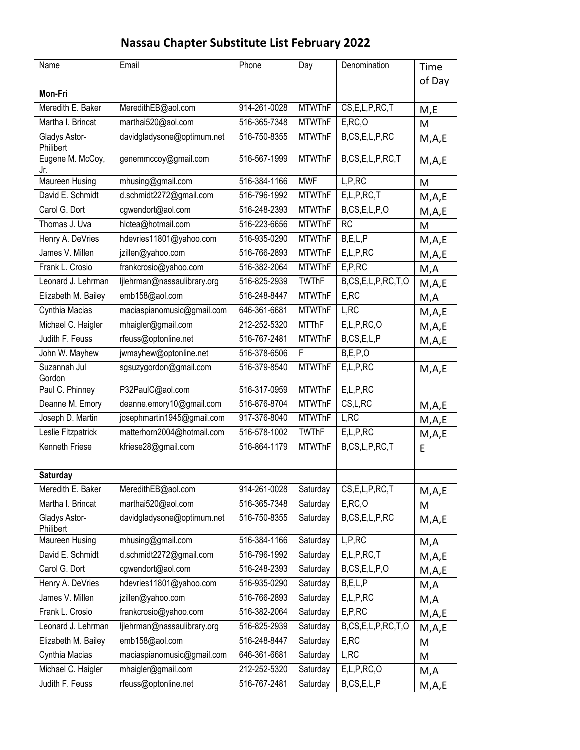## Nassau Chapter Substitute List February 2022

| Name | Email | Phone | Day | Denomination | Time of Day |
|---|---|---|---|---|---|
| **Mon-Fri** | | | | | |
| Meredith E. Baker | MeredithEB@aol.com | 914-261-0028 | MTWThF | CS,E,L,P,RC,T | M,E |
| Martha I. Brincat | marthai520@aol.com | 516-365-7348 | MTWThF | E,RC,O | M |
| Gladys Astor-Philibert | davidgladysone@optimum.net | 516-750-8355 | MTWThF | B,CS,E,L,P,RC | M,A,E |
| Eugene M. McCoy, Jr. | genemmccoy@gmail.com | 516-567-1999 | MTWThF | B,CS,E,L,P,RC,T | M,A,E |
| Maureen Husing | mhusing@gmail.com | 516-384-1166 | MWF | L,P,RC | M |
| David E. Schmidt | d.schmidt2272@gmail.com | 516-796-1992 | MTWThF | E,L,P,RC,T | M,A,E |
| Carol G. Dort | cgwendort@aol.com | 516-248-2393 | MTWThF | B,CS,E,L,P,O | M,A,E |
| Thomas J. Uva | hlctea@hotmail.com | 516-223-6656 | MTWThF | RC | M |
| Henry A. DeVries | hdevries11801@yahoo.com | 516-935-0290 | MTWThF | B,E,L,P | M,A,E |
| James V. Millen | jzillen@yahoo.com | 516-766-2893 | MTWThF | E,L,P,RC | M,A,E |
| Frank L. Crosio | frankcrosio@yahoo.com | 516-382-2064 | MTWThF | E,P,RC | M,A |
| Leonard J. Lehrman | ljlehrman@nassaulibrary.org | 516-825-2939 | TWThF | B,CS,E,L,P,RC,T,O | M,A,E |
| Elizabeth M. Bailey | emb158@aol.com | 516-248-8447 | MTWThF | E,RC | M,A |
| Cynthia Macias | maciaspianomusic@gmail.com | 646-361-6681 | MTWThF | L,RC | M,A,E |
| Michael C. Haigler | mhaigler@gmail.com | 212-252-5320 | MTThF | E,L,P,RC,O | M,A,E |
| Judith F. Feuss | rfeuss@optonline.net | 516-767-2481 | MTWThF | B,CS,E,L,P | M,A,E |
| John W. Mayhew | jwmayhew@optonline.net | 516-378-6506 | F | B,E,P,O | |
| Suzannah Jul Gordon | sgsuzygordon@gmail.com | 516-379-8540 | MTWThF | E,L,P,RC | M,A,E |
| Paul C. Phinney | P32PaulC@aol.com | 516-317-0959 | MTWThF | E,L,P,RC | |
| Deanne M. Emory | deanne.emory10@gmail.com | 516-876-8704 | MTWThF | CS,L,RC | M,A,E |
| Joseph D. Martin | josephmartin1945@gmail.com | 917-376-8040 | MTWThF | L,RC | M,A,E |
| Leslie Fitzpatrick | matterhorn2004@hotmail.com | 516-578-1002 | TWThF | E,L,P,RC | M,A,E |
| Kenneth Friese | kfriese28@gmail.com | 516-864-1179 | MTWThF | B,CS,L,P,RC,T | E |
| | | | | | |
| **Saturday** | | | | | |
| Meredith E. Baker | MeredithEB@aol.com | 914-261-0028 | Saturday | CS,E,L,P,RC,T | M,A,E |
| Martha I. Brincat | marthai520@aol.com | 516-365-7348 | Saturday | E,RC,O | M |
| Gladys Astor-Philibert | davidgladysone@optimum.net | 516-750-8355 | Saturday | B,CS,E,L,P,RC | M,A,E |
| Maureen Husing | mhusing@gmail.com | 516-384-1166 | Saturday | L,P,RC | M,A |
| David E. Schmidt | d.schmidt2272@gmail.com | 516-796-1992 | Saturday | E,L,P,RC,T | M,A,E |
| Carol G. Dort | cgwendort@aol.com | 516-248-2393 | Saturday | B,CS,E,L,P,O | M,A,E |
| Henry A. DeVries | hdevries11801@yahoo.com | 516-935-0290 | Saturday | B,E,L,P | M,A |
| James V. Millen | jzillen@yahoo.com | 516-766-2893 | Saturday | E,L,P,RC | M,A |
| Frank L. Crosio | frankcrosio@yahoo.com | 516-382-2064 | Saturday | E,P,RC | M,A,E |
| Leonard J. Lehrman | ljlehrman@nassaulibrary.org | 516-825-2939 | Saturday | B,CS,E,L,P,RC,T,O | M,A,E |
| Elizabeth M. Bailey | emb158@aol.com | 516-248-8447 | Saturday | E,RC | M |
| Cynthia Macias | maciaspianomusic@gmail.com | 646-361-6681 | Saturday | L,RC | M |
| Michael C. Haigler | mhaigler@gmail.com | 212-252-5320 | Saturday | E,L,P,RC,O | M,A |
| Judith F. Feuss | rfeuss@optonline.net | 516-767-2481 | Saturday | B,CS,E,L,P | M,A,E |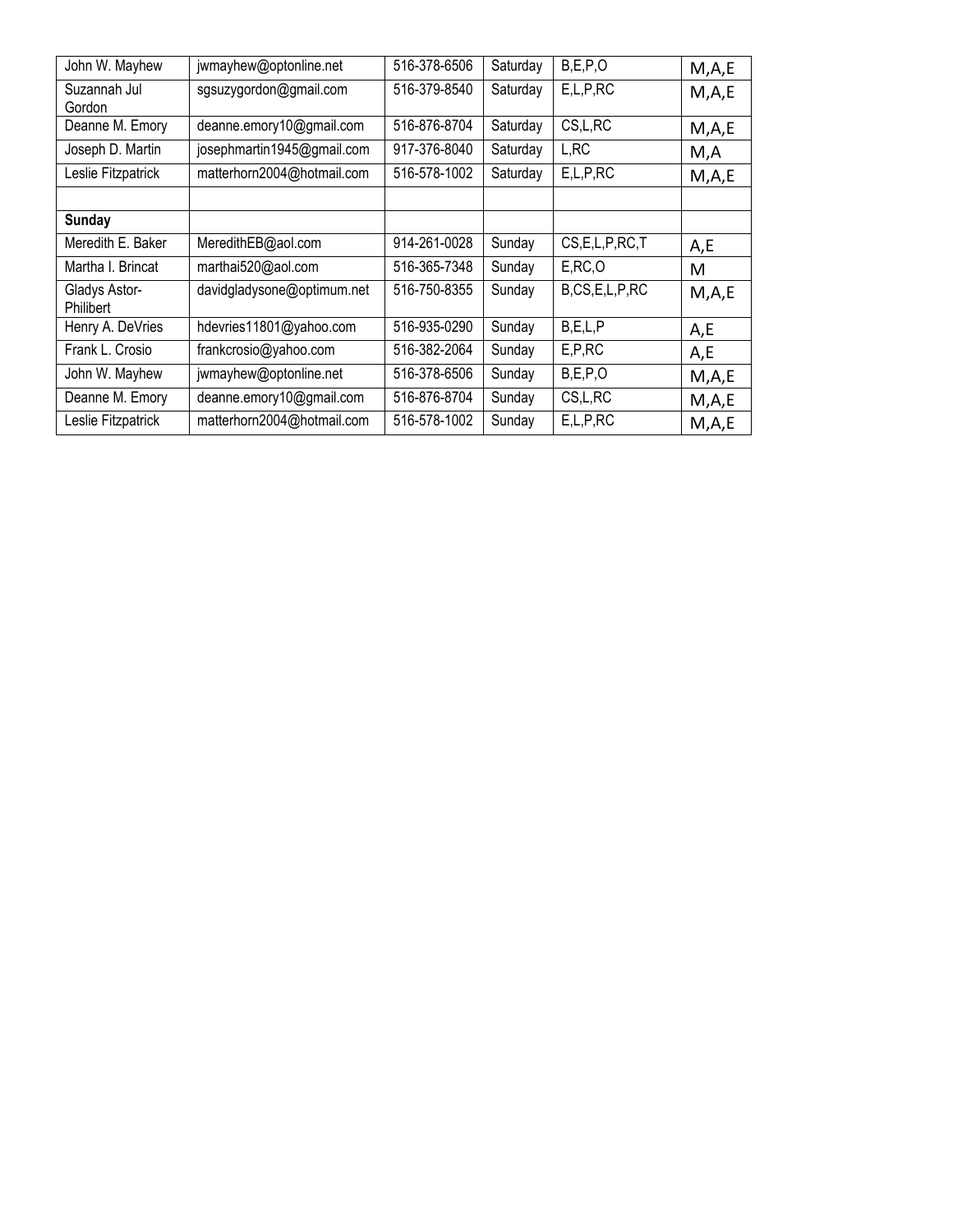| | | | | | |
|---|---|---|---|---|---|
| John W. Mayhew | jwmayhew@optonline.net | 516-378-6506 | Saturday | B,E,P,O | M,A,E |
| Suzannah Jul Gordon | sgsuzygordon@gmail.com | 516-379-8540 | Saturday | E,L,P,RC | M,A,E |
| Deanne M. Emory | deanne.emory10@gmail.com | 516-876-8704 | Saturday | CS,L,RC | M,A,E |
| Joseph D. Martin | josephmartin1945@gmail.com | 917-376-8040 | Saturday | L,RC | M,A |
| Leslie Fitzpatrick | matterhorn2004@hotmail.com | 516-578-1002 | Saturday | E,L,P,RC | M,A,E |
| | | | | | |
| **Sunday** | | | | | |
| Meredith E. Baker | MeredithEB@aol.com | 914-261-0028 | Sunday | CS,E,L,P,RC,T | A,E |
| Martha I. Brincat | marthai520@aol.com | 516-365-7348 | Sunday | E,RC,O | M |
| Gladys Astor-Philibert | davidgladysone@optimum.net | 516-750-8355 | Sunday | B,CS,E,L,P,RC | M,A,E |
| Henry A. DeVries | hdevries11801@yahoo.com | 516-935-0290 | Sunday | B,E,L,P | A,E |
| Frank L. Crosio | frankcrosio@yahoo.com | 516-382-2064 | Sunday | E,P,RC | A,E |
| John W. Mayhew | jwmayhew@optonline.net | 516-378-6506 | Sunday | B,E,P,O | M,A,E |
| Deanne M. Emory | deanne.emory10@gmail.com | 516-876-8704 | Sunday | CS,L,RC | M,A,E |
| Leslie Fitzpatrick | matterhorn2004@hotmail.com | 516-578-1002 | Sunday | E,L,P,RC | M,A,E |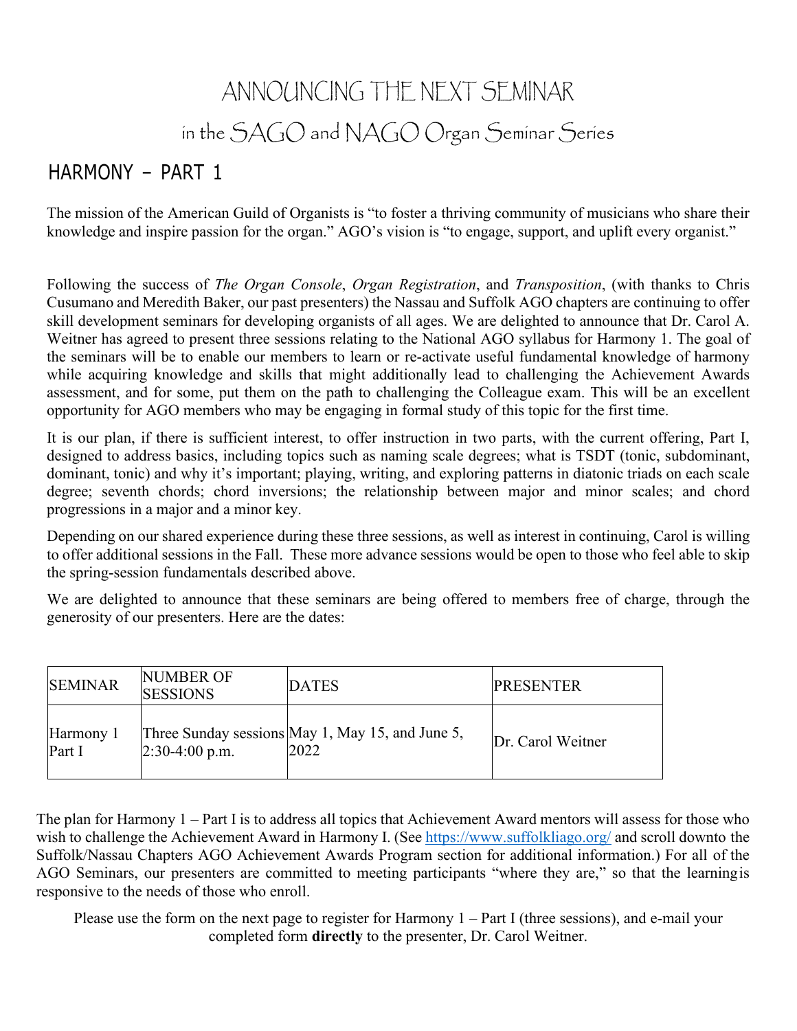# ANNOUNCING THE NEXT SEMINAR

## in the SAGO and NAGO Organ Seminar Series

## HARMONY – PART 1

The mission of the American Guild of Organists is "to foster a thriving community of musicians who share their knowledge and inspire passion for the organ." AGO's vision is "to engage, support, and uplift every organist."

Following the success of *The Organ Console*, *Organ Registration*, and *Transposition*, (with thanks to Chris Cusumano and Meredith Baker, our past presenters) the Nassau and Suffolk AGO chapters are continuing to offer skill development seminars for developing organists of all ages. We are delighted to announce that Dr. Carol A. Weitner has agreed to present three sessions relating to the National AGO syllabus for Harmony 1. The goal of the seminars will be to enable our members to learn or re-activate useful fundamental knowledge of harmony while acquiring knowledge and skills that might additionally lead to challenging the Achievement Awards assessment, and for some, put them on the path to challenging the Colleague exam. This will be an excellent opportunity for AGO members who may be engaging in formal study of this topic for the first time.

It is our plan, if there is sufficient interest, to offer instruction in two parts, with the current offering, Part I, designed to address basics, including topics such as naming scale degrees; what is TSDT (tonic, subdominant, dominant, tonic) and why it's important; playing, writing, and exploring patterns in diatonic triads on each scale degree; seventh chords; chord inversions; the relationship between major and minor scales; and chord progressions in a major and a minor key.

Depending on our shared experience during these three sessions, as well as interest in continuing, Carol is willing to offer additional sessions in the Fall. These more advance sessions would be open to those who feel able to skip the spring-session fundamentals described above.

We are delighted to announce that these seminars are being offered to members free of charge, through the generosity of our presenters. Here are the dates:

| SEMINAR | NUMBER OF SESSIONS | DATES | PRESENTER |
|---|---|---|---|
| Harmony 1 Part I | Three Sunday sessions 2:30-4:00 p.m. | May 1, May 15, and June 5, 2022 | Dr. Carol Weitner |

The plan for Harmony 1 – Part I is to address all topics that Achievement Award mentors will assess for those who wish to challenge the Achievement Award in Harmony I. (See https://www.suffolkliago.org/ and scroll downto the Suffolk/Nassau Chapters AGO Achievement Awards Program section for additional information.) For all of the AGO Seminars, our presenters are committed to meeting participants "where they are," so that the learningis responsive to the needs of those who enroll.

Please use the form on the next page to register for Harmony 1 – Part I (three sessions), and e-mail your completed form **directly** to the presenter, Dr. Carol Weitner.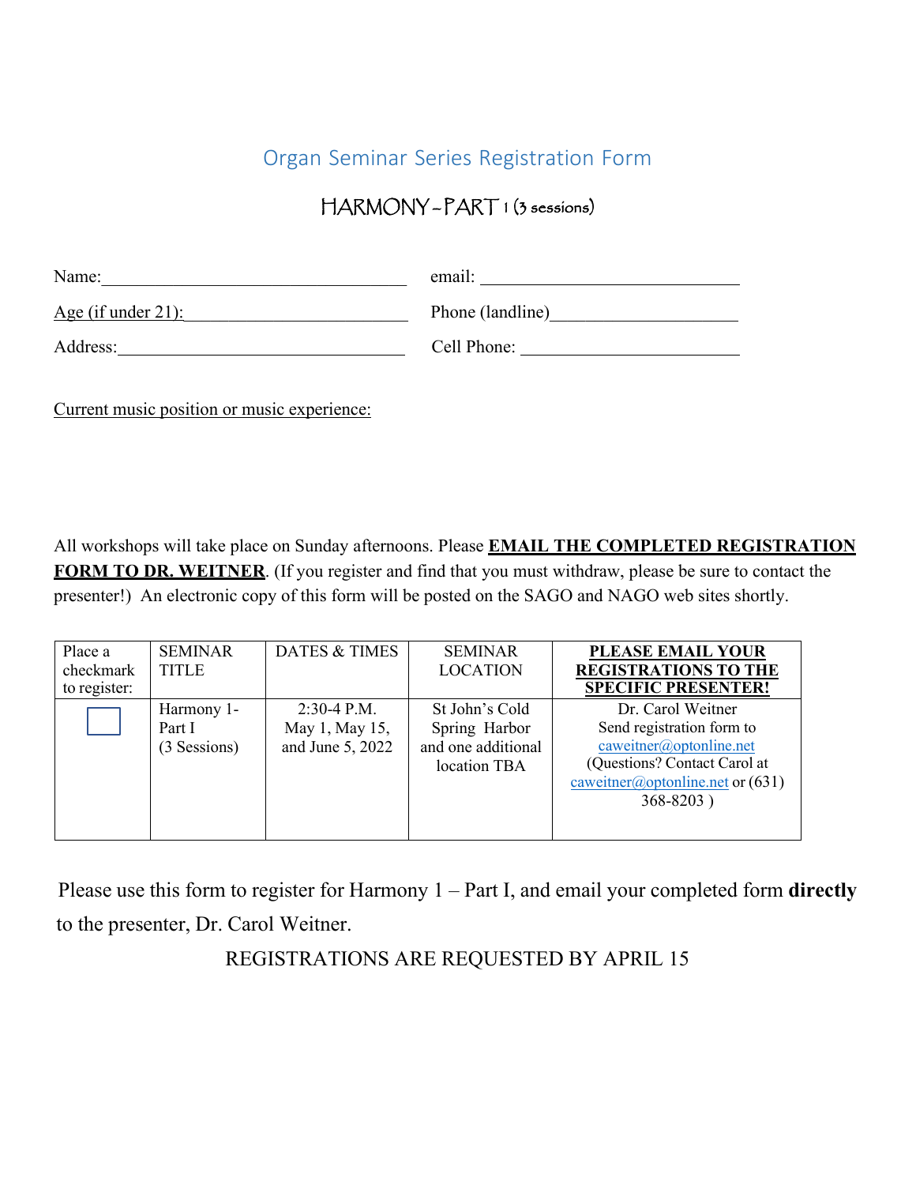# Organ Seminar Series Registration Form

## HARMONY - PART 1 (3 sessions)

Name:____________________________________ email: ______________________________

Age (if under 21):__________________________ Phone (landline)______________________

Address:__________________________________ Cell Phone: _________________________

Current music position or music experience:

All workshops will take place on Sunday afternoons. Please **EMAIL THE COMPLETED REGISTRATION FORM TO DR. WEITNER**. (If you register and find that you must withdraw, please be sure to contact the presenter!) An electronic copy of this form will be posted on the SAGO and NAGO web sites shortly.

| Place a checkmark to register: | SEMINAR TITLE | DATES & TIMES | SEMINAR LOCATION | **PLEASE EMAIL YOUR REGISTRATIONS TO THE SPECIFIC PRESENTER!** |
|---|---|---|---|---|
| ☐ | Harmony 1- Part I (3 Sessions) | 2:30-4 P.M. May 1, May 15, and June 5, 2022 | St John's Cold Spring Harbor and one additional location TBA | Dr. Carol Weitner Send registration form to caweitner@optonline.net (Questions? Contact Carol at caweitner@optonline.net or (631) 368-8203 ) |

Please use this form to register for Harmony 1 – Part I, and email your completed form **directly** to the presenter, Dr. Carol Weitner.

REGISTRATIONS ARE REQUESTED BY APRIL 15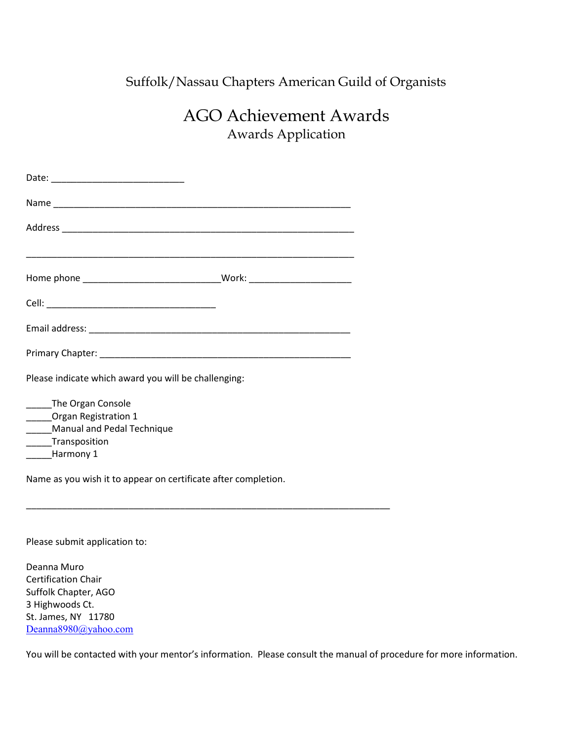Suffolk/Nassau Chapters American Guild of Organists

# AGO Achievement Awards

## Awards Application

Date: _________________________

Name _______________________________________________________

Address _______________________________________________________

_____________________________________________________________

Home phone __________________________Work: ___________________

Cell: ________________________________

Email address: _________________________________________________

Primary Chapter: _______________________________________________

Please indicate which award you will be challenging:

_____The Organ Console
_____Organ Registration 1
_____Manual and Pedal Technique
_____Transposition
_____Harmony 1

Name as you wish it to appear on certificate after completion.

____________________________________________________________________

Please submit application to:

Deanna Muro
Certification Chair
Suffolk Chapter, AGO
3 Highwoods Ct.
St. James, NY 11780
Deanna8980@yahoo.com

You will be contacted with your mentor's information. Please consult the manual of procedure for more information.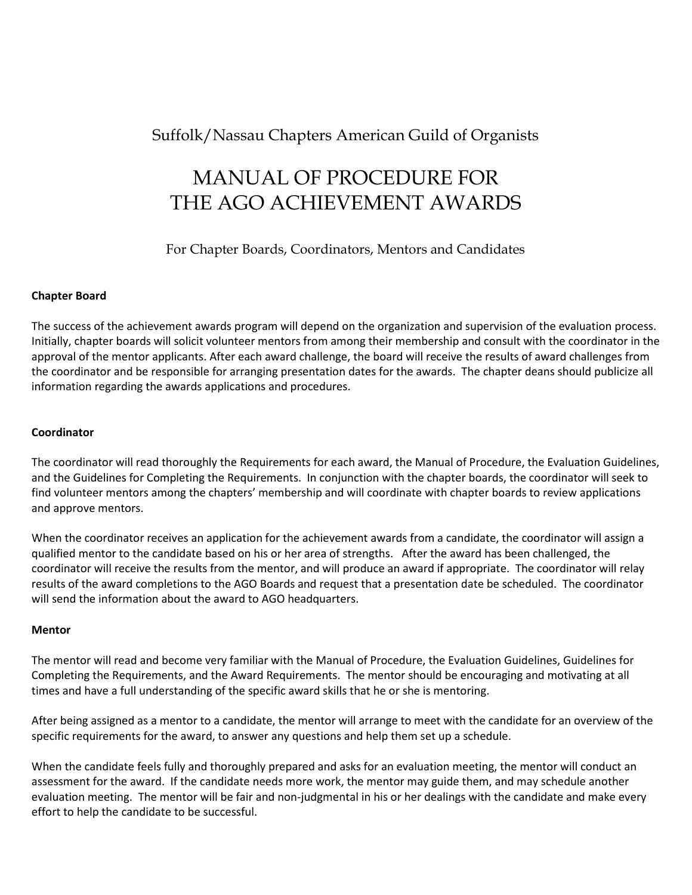Suffolk/Nassau Chapters American Guild of Organists

# MANUAL OF PROCEDURE FOR THE AGO ACHIEVEMENT AWARDS

For Chapter Boards, Coordinators, Mentors and Candidates

**Chapter Board**

The success of the achievement awards program will depend on the organization and supervision of the evaluation process. Initially, chapter boards will solicit volunteer mentors from among their membership and consult with the coordinator in the approval of the mentor applicants. After each award challenge, the board will receive the results of award challenges from the coordinator and be responsible for arranging presentation dates for the awards. The chapter deans should publicize all information regarding the awards applications and procedures.

**Coordinator**

The coordinator will read thoroughly the Requirements for each award, the Manual of Procedure, the Evaluation Guidelines, and the Guidelines for Completing the Requirements. In conjunction with the chapter boards, the coordinator will seek to find volunteer mentors among the chapters' membership and will coordinate with chapter boards to review applications and approve mentors.

When the coordinator receives an application for the achievement awards from a candidate, the coordinator will assign a qualified mentor to the candidate based on his or her area of strengths. After the award has been challenged, the coordinator will receive the results from the mentor, and will produce an award if appropriate. The coordinator will relay results of the award completions to the AGO Boards and request that a presentation date be scheduled. The coordinator will send the information about the award to AGO headquarters.

**Mentor**

The mentor will read and become very familiar with the Manual of Procedure, the Evaluation Guidelines, Guidelines for Completing the Requirements, and the Award Requirements. The mentor should be encouraging and motivating at all times and have a full understanding of the specific award skills that he or she is mentoring.

After being assigned as a mentor to a candidate, the mentor will arrange to meet with the candidate for an overview of the specific requirements for the award, to answer any questions and help them set up a schedule.

When the candidate feels fully and thoroughly prepared and asks for an evaluation meeting, the mentor will conduct an assessment for the award. If the candidate needs more work, the mentor may guide them, and may schedule another evaluation meeting. The mentor will be fair and non-judgmental in his or her dealings with the candidate and make every effort to help the candidate to be successful.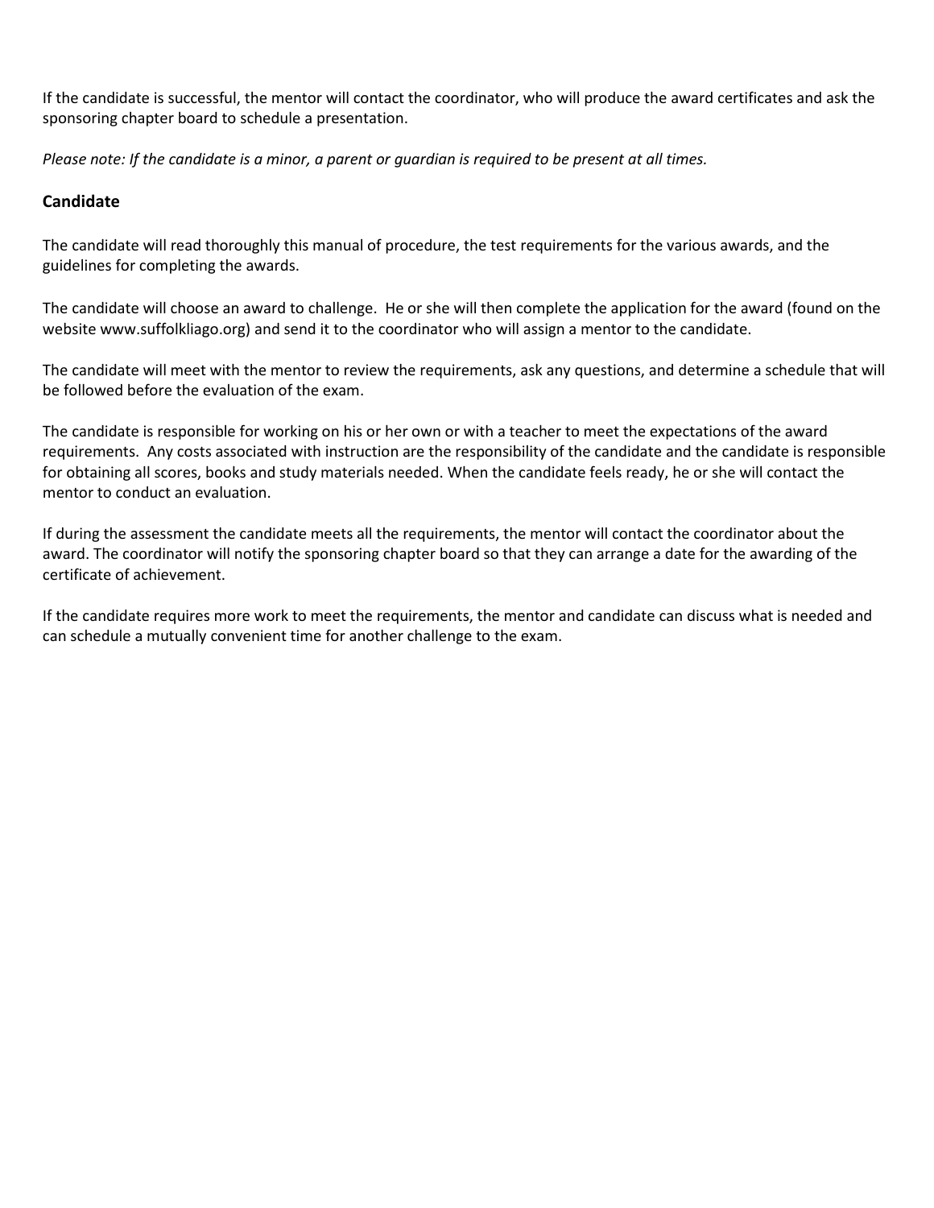If the candidate is successful, the mentor will contact the coordinator, who will produce the award certificates and ask the sponsoring chapter board to schedule a presentation.

*Please note: If the candidate is a minor, a parent or guardian is required to be present at all times.*

### Candidate

The candidate will read thoroughly this manual of procedure, the test requirements for the various awards, and the guidelines for completing the awards.

The candidate will choose an award to challenge. He or she will then complete the application for the award (found on the website www.suffolkliago.org) and send it to the coordinator who will assign a mentor to the candidate.

The candidate will meet with the mentor to review the requirements, ask any questions, and determine a schedule that will be followed before the evaluation of the exam.

The candidate is responsible for working on his or her own or with a teacher to meet the expectations of the award requirements. Any costs associated with instruction are the responsibility of the candidate and the candidate is responsible for obtaining all scores, books and study materials needed. When the candidate feels ready, he or she will contact the mentor to conduct an evaluation.

If during the assessment the candidate meets all the requirements, the mentor will contact the coordinator about the award. The coordinator will notify the sponsoring chapter board so that they can arrange a date for the awarding of the certificate of achievement.

If the candidate requires more work to meet the requirements, the mentor and candidate can discuss what is needed and can schedule a mutually convenient time for another challenge to the exam.